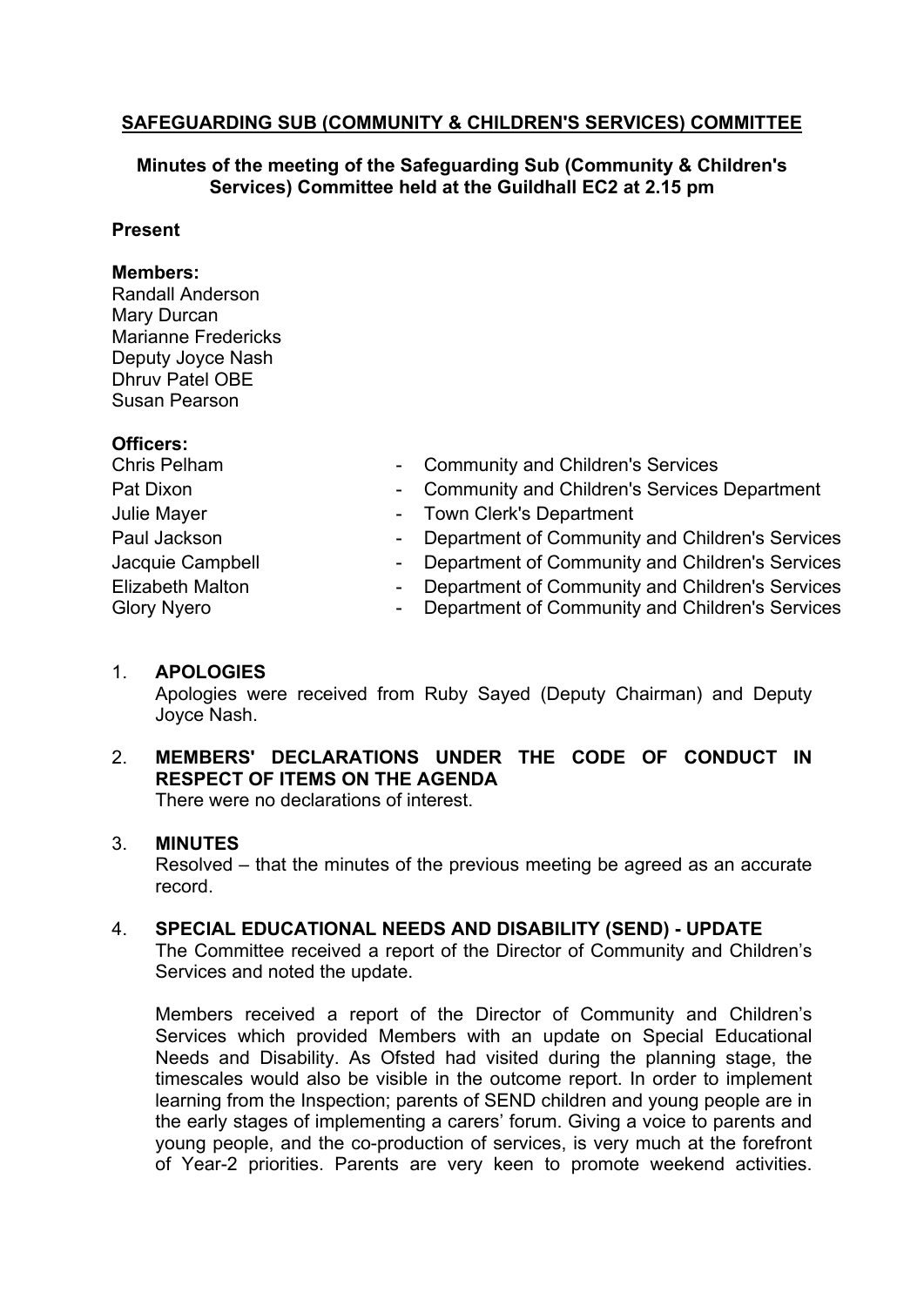# SAFEGUARDING SUB (COMMUNITY & CHILDREN'S SERVICES) COMMITTEE

**Minutes of the meeting of the Safeguarding Sub (Community & Children's Services) Committee held at the Guildhall EC2 at 2.15 pm**

**Present**

**Members:**
Randall Anderson
Mary Durcan
Marianne Fredericks
Deputy Joyce Nash
Dhruv Patel OBE
Susan Pearson

**Officers:**

| | | |
|---|---|---|
| Chris Pelham | - | Community and Children's Services |
| Pat Dixon | - | Community and Children's Services Department |
| Julie Mayer | - | Town Clerk's Department |
| Paul Jackson | - | Department of Community and Children's Services |
| Jacquie Campbell | - | Department of Community and Children's Services |
| Elizabeth Malton | - | Department of Community and Children's Services |
| Glory Nyero | - | Department of Community and Children's Services |

1. **APOLOGIES**
   Apologies were received from Ruby Sayed (Deputy Chairman) and Deputy Joyce Nash.

2. **MEMBERS' DECLARATIONS UNDER THE CODE OF CONDUCT IN RESPECT OF ITEMS ON THE AGENDA**
   There were no declarations of interest.

3. **MINUTES**
   Resolved – that the minutes of the previous meeting be agreed as an accurate record.

4. **SPECIAL EDUCATIONAL NEEDS AND DISABILITY (SEND) - UPDATE**
   The Committee received a report of the Director of Community and Children's Services and noted the update.

   Members received a report of the Director of Community and Children's Services which provided Members with an update on Special Educational Needs and Disability. As Ofsted had visited during the planning stage, the timescales would also be visible in the outcome report. In order to implement learning from the Inspection; parents of SEND children and young people are in the early stages of implementing a carers' forum. Giving a voice to parents and young people, and the co-production of services, is very much at the forefront of Year-2 priorities. Parents are very keen to promote weekend activities.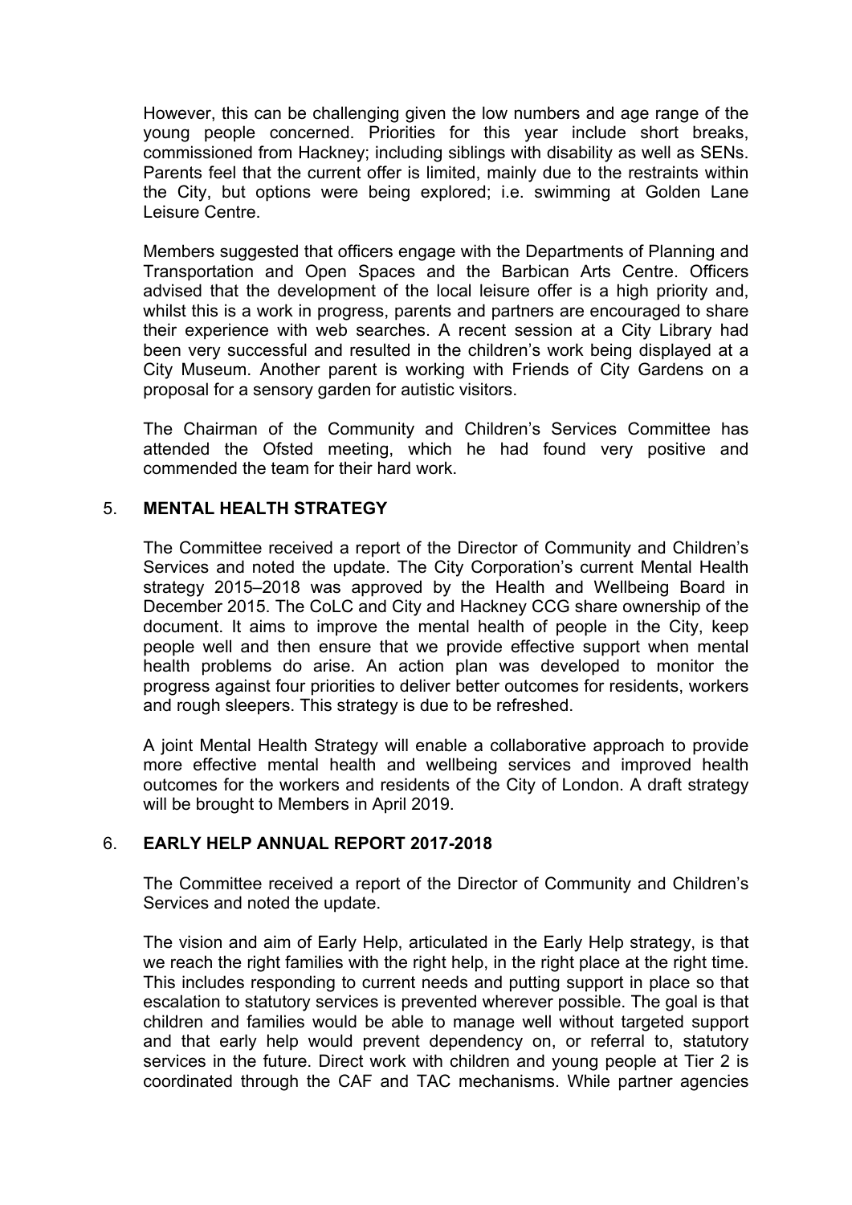However, this can be challenging given the low numbers and age range of the young people concerned. Priorities for this year include short breaks, commissioned from Hackney; including siblings with disability as well as SENs. Parents feel that the current offer is limited, mainly due to the restraints within the City, but options were being explored; i.e. swimming at Golden Lane Leisure Centre.

Members suggested that officers engage with the Departments of Planning and Transportation and Open Spaces and the Barbican Arts Centre. Officers advised that the development of the local leisure offer is a high priority and, whilst this is a work in progress, parents and partners are encouraged to share their experience with web searches. A recent session at a City Library had been very successful and resulted in the children's work being displayed at a City Museum. Another parent is working with Friends of City Gardens on a proposal for a sensory garden for autistic visitors.

The Chairman of the Community and Children's Services Committee has attended the Ofsted meeting, which he had found very positive and commended the team for their hard work.

## 5. MENTAL HEALTH STRATEGY

The Committee received a report of the Director of Community and Children's Services and noted the update. The City Corporation's current Mental Health strategy 2015–2018 was approved by the Health and Wellbeing Board in December 2015. The CoLC and City and Hackney CCG share ownership of the document. It aims to improve the mental health of people in the City, keep people well and then ensure that we provide effective support when mental health problems do arise. An action plan was developed to monitor the progress against four priorities to deliver better outcomes for residents, workers and rough sleepers. This strategy is due to be refreshed.

A joint Mental Health Strategy will enable a collaborative approach to provide more effective mental health and wellbeing services and improved health outcomes for the workers and residents of the City of London. A draft strategy will be brought to Members in April 2019.

## 6. EARLY HELP ANNUAL REPORT 2017-2018

The Committee received a report of the Director of Community and Children's Services and noted the update.

The vision and aim of Early Help, articulated in the Early Help strategy, is that we reach the right families with the right help, in the right place at the right time. This includes responding to current needs and putting support in place so that escalation to statutory services is prevented wherever possible. The goal is that children and families would be able to manage well without targeted support and that early help would prevent dependency on, or referral to, statutory services in the future. Direct work with children and young people at Tier 2 is coordinated through the CAF and TAC mechanisms. While partner agencies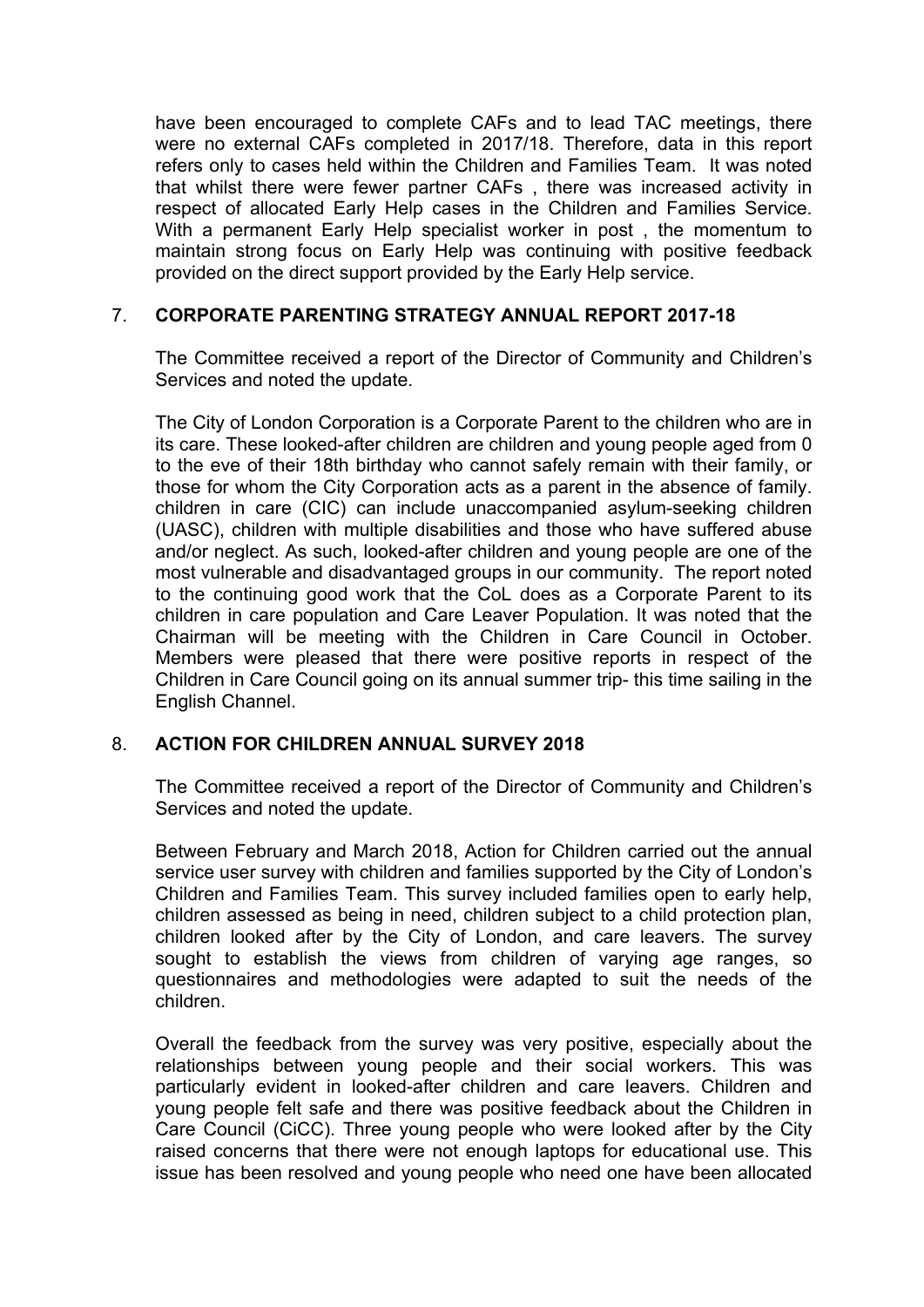have been encouraged to complete CAFs and to lead TAC meetings, there were no external CAFs completed in 2017/18. Therefore, data in this report refers only to cases held within the Children and Families Team. It was noted that whilst there were fewer partner CAFs , there was increased activity in respect of allocated Early Help cases in the Children and Families Service. With a permanent Early Help specialist worker in post , the momentum to maintain strong focus on Early Help was continuing with positive feedback provided on the direct support provided by the Early Help service.

## 7. CORPORATE PARENTING STRATEGY ANNUAL REPORT 2017-18

The Committee received a report of the Director of Community and Children's Services and noted the update.

The City of London Corporation is a Corporate Parent to the children who are in its care. These looked-after children are children and young people aged from 0 to the eve of their 18th birthday who cannot safely remain with their family, or those for whom the City Corporation acts as a parent in the absence of family. children in care (CIC) can include unaccompanied asylum-seeking children (UASC), children with multiple disabilities and those who have suffered abuse and/or neglect. As such, looked-after children and young people are one of the most vulnerable and disadvantaged groups in our community. The report noted to the continuing good work that the CoL does as a Corporate Parent to its children in care population and Care Leaver Population. It was noted that the Chairman will be meeting with the Children in Care Council in October. Members were pleased that there were positive reports in respect of the Children in Care Council going on its annual summer trip- this time sailing in the English Channel.

## 8. ACTION FOR CHILDREN ANNUAL SURVEY 2018

The Committee received a report of the Director of Community and Children's Services and noted the update.

Between February and March 2018, Action for Children carried out the annual service user survey with children and families supported by the City of London's Children and Families Team. This survey included families open to early help, children assessed as being in need, children subject to a child protection plan, children looked after by the City of London, and care leavers. The survey sought to establish the views from children of varying age ranges, so questionnaires and methodologies were adapted to suit the needs of the children.

Overall the feedback from the survey was very positive, especially about the relationships between young people and their social workers. This was particularly evident in looked-after children and care leavers. Children and young people felt safe and there was positive feedback about the Children in Care Council (CiCC). Three young people who were looked after by the City raised concerns that there were not enough laptops for educational use. This issue has been resolved and young people who need one have been allocated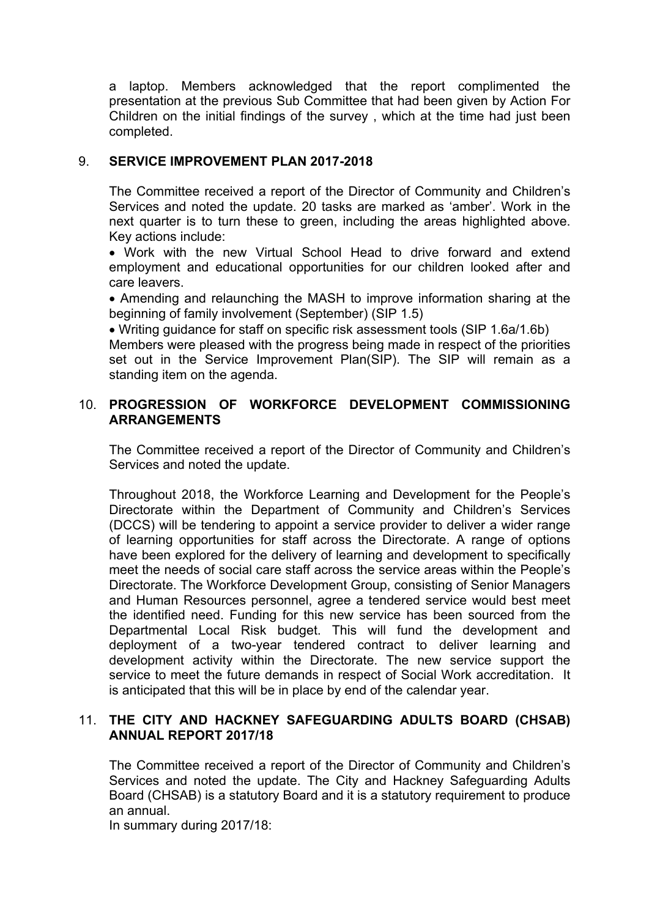a laptop. Members acknowledged that the report complimented the presentation at the previous Sub Committee that had been given by Action For Children on the initial findings of the survey , which at the time had just been completed.

## 9. SERVICE IMPROVEMENT PLAN 2017-2018

The Committee received a report of the Director of Community and Children's Services and noted the update. 20 tasks are marked as 'amber'. Work in the next quarter is to turn these to green, including the areas highlighted above. Key actions include:

- Work with the new Virtual School Head to drive forward and extend employment and educational opportunities for our children looked after and care leavers.
- Amending and relaunching the MASH to improve information sharing at the beginning of family involvement (September) (SIP 1.5)
- Writing guidance for staff on specific risk assessment tools (SIP 1.6a/1.6b)

Members were pleased with the progress being made in respect of the priorities set out in the Service Improvement Plan(SIP). The SIP will remain as a standing item on the agenda.

## 10. PROGRESSION OF WORKFORCE DEVELOPMENT COMMISSIONING ARRANGEMENTS

The Committee received a report of the Director of Community and Children's Services and noted the update.

Throughout 2018, the Workforce Learning and Development for the People's Directorate within the Department of Community and Children's Services (DCCS) will be tendering to appoint a service provider to deliver a wider range of learning opportunities for staff across the Directorate. A range of options have been explored for the delivery of learning and development to specifically meet the needs of social care staff across the service areas within the People's Directorate. The Workforce Development Group, consisting of Senior Managers and Human Resources personnel, agree a tendered service would best meet the identified need. Funding for this new service has been sourced from the Departmental Local Risk budget. This will fund the development and deployment of a two-year tendered contract to deliver learning and development activity within the Directorate. The new service support the service to meet the future demands in respect of Social Work accreditation. It is anticipated that this will be in place by end of the calendar year.

## 11. THE CITY AND HACKNEY SAFEGUARDING ADULTS BOARD (CHSAB) ANNUAL REPORT 2017/18

The Committee received a report of the Director of Community and Children's Services and noted the update. The City and Hackney Safeguarding Adults Board (CHSAB) is a statutory Board and it is a statutory requirement to produce an annual.

In summary during 2017/18: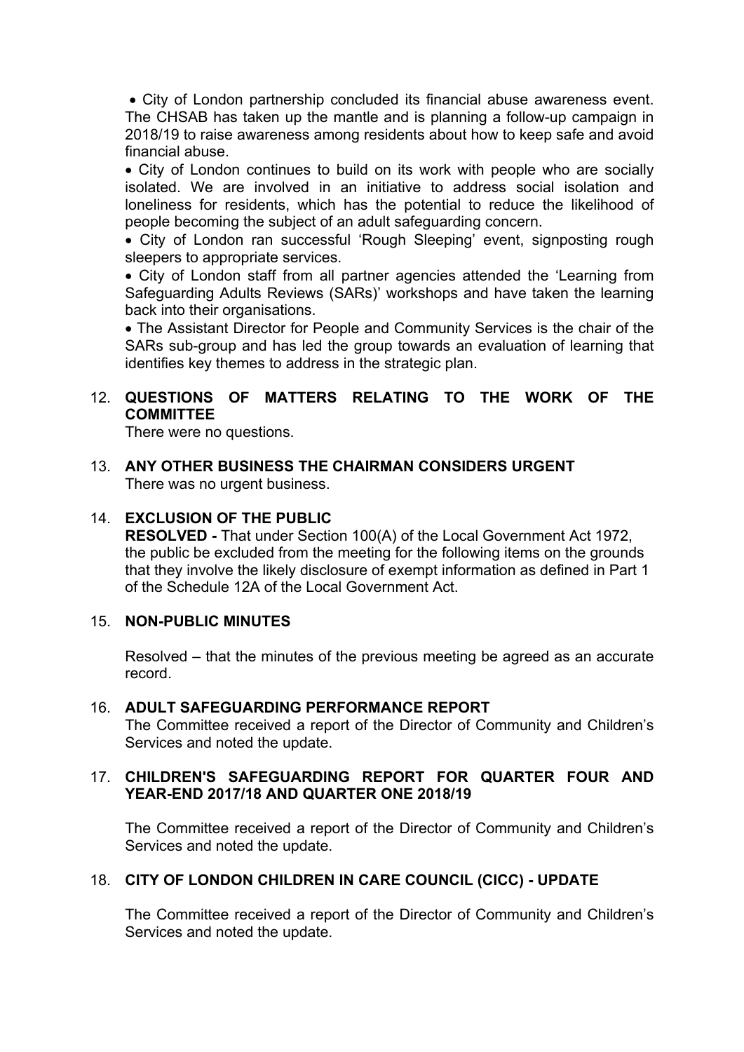- City of London partnership concluded its financial abuse awareness event. The CHSAB has taken up the mantle and is planning a follow-up campaign in 2018/19 to raise awareness among residents about how to keep safe and avoid financial abuse.
- City of London continues to build on its work with people who are socially isolated. We are involved in an initiative to address social isolation and loneliness for residents, which has the potential to reduce the likelihood of people becoming the subject of an adult safeguarding concern.
- City of London ran successful 'Rough Sleeping' event, signposting rough sleepers to appropriate services.
- City of London staff from all partner agencies attended the 'Learning from Safeguarding Adults Reviews (SARs)' workshops and have taken the learning back into their organisations.
- The Assistant Director for People and Community Services is the chair of the SARs sub-group and has led the group towards an evaluation of learning that identifies key themes to address in the strategic plan.

12. **QUESTIONS OF MATTERS RELATING TO THE WORK OF THE COMMITTEE**
There were no questions.

13. **ANY OTHER BUSINESS THE CHAIRMAN CONSIDERS URGENT**
There was no urgent business.

14. **EXCLUSION OF THE PUBLIC**
**RESOLVED -** That under Section 100(A) of the Local Government Act 1972, the public be excluded from the meeting for the following items on the grounds that they involve the likely disclosure of exempt information as defined in Part 1 of the Schedule 12A of the Local Government Act.

15. **NON-PUBLIC MINUTES**

    Resolved – that the minutes of the previous meeting be agreed as an accurate record.

16. **ADULT SAFEGUARDING PERFORMANCE REPORT**
The Committee received a report of the Director of Community and Children's Services and noted the update.

17. **CHILDREN'S SAFEGUARDING REPORT FOR QUARTER FOUR AND YEAR-END 2017/18 AND QUARTER ONE 2018/19**

    The Committee received a report of the Director of Community and Children's Services and noted the update.

18. **CITY OF LONDON CHILDREN IN CARE COUNCIL (CICC) - UPDATE**

    The Committee received a report of the Director of Community and Children's Services and noted the update.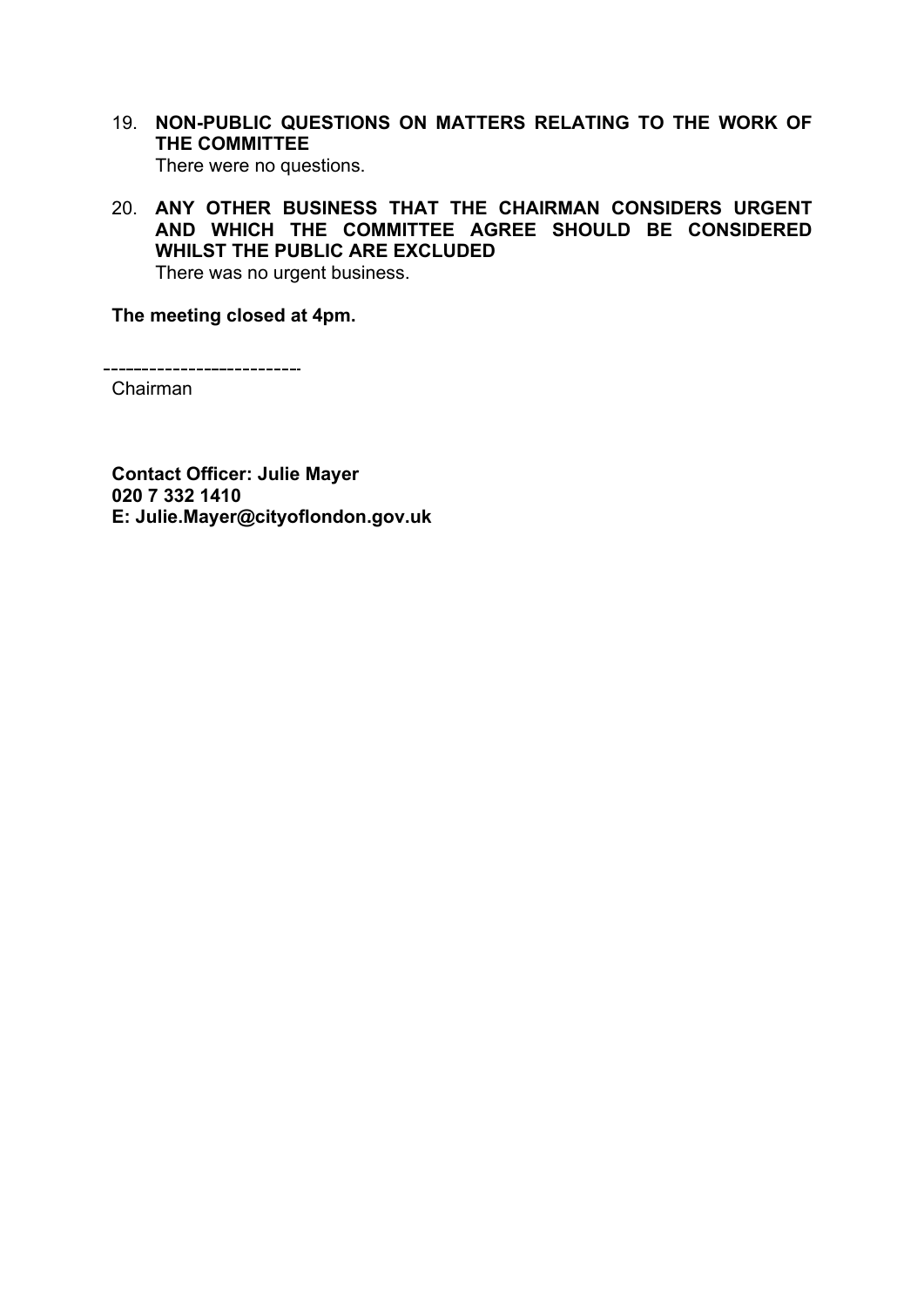19. **NON-PUBLIC QUESTIONS ON MATTERS RELATING TO THE WORK OF THE COMMITTEE**
    There were no questions.

20. **ANY OTHER BUSINESS THAT THE CHAIRMAN CONSIDERS URGENT AND WHICH THE COMMITTEE AGREE SHOULD BE CONSIDERED WHILST THE PUBLIC ARE EXCLUDED**
    There was no urgent business.

**The meeting closed at 4pm.**

---------------------------
Chairman

**Contact Officer: Julie Mayer**
**020 7 332 1410**
**E: Julie.Mayer@cityoflondon.gov.uk**